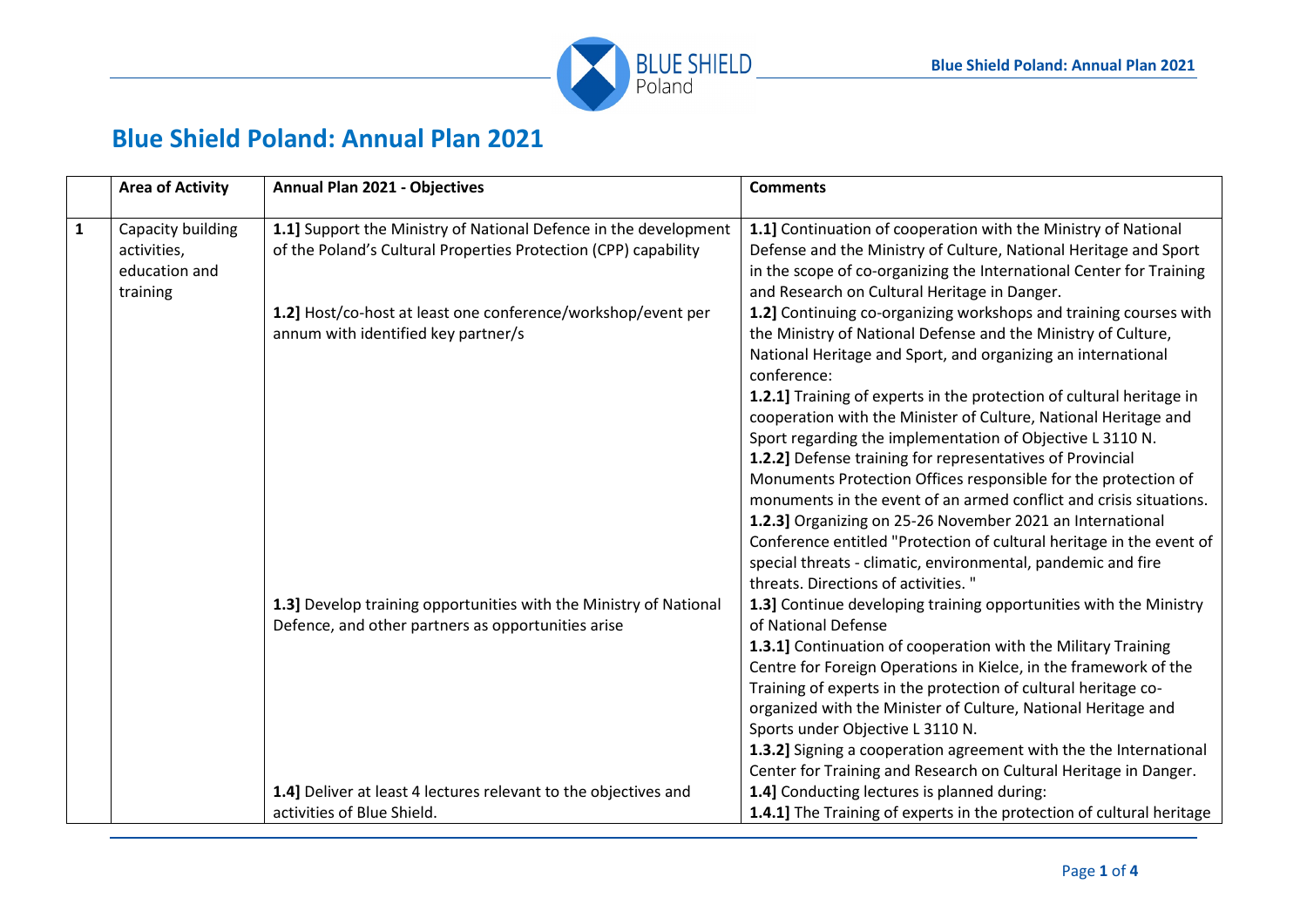# Blue Shield Poland: Annual Plan 2021

| | Area of Activity | Annual Plan 2021 - Objectives | Comments |
|---|---|---|---|
| **1** | Capacity building activities, education and training | **1.1]** Support the Ministry of National Defence in the development of the Poland's Cultural Properties Protection (CPP) capability | **1.1]** Continuation of cooperation with the Ministry of National Defense and the Ministry of Culture, National Heritage and Sport in the scope of co-organizing the International Center for Training and Research on Cultural Heritage in Danger. |
| | | **1.2]** Host/co-host at least one conference/workshop/event per annum with identified key partner/s | **1.2]** Continuing co-organizing workshops and training courses with the Ministry of National Defense and the Ministry of Culture, National Heritage and Sport, and organizing an international conference:<br>**1.2.1]** Training of experts in the protection of cultural heritage in cooperation with the Minister of Culture, National Heritage and Sport regarding the implementation of Objective L 3110 N.<br>**1.2.2]** Defense training for representatives of Provincial Monuments Protection Offices responsible for the protection of monuments in the event of an armed conflict and crisis situations.<br>**1.2.3]** Organizing on 25-26 November 2021 an International Conference entitled "Protection of cultural heritage in the event of special threats - climatic, environmental, pandemic and fire threats. Directions of activities. " |
| | | **1.3]** Develop training opportunities with the Ministry of National Defence, and other partners as opportunities arise | **1.3]** Continue developing training opportunities with the Ministry of National Defense<br>**1.3.1]** Continuation of cooperation with the Military Training Centre for Foreign Operations in Kielce, in the framework of the Training of experts in the protection of cultural heritage co-organized with the Minister of Culture, National Heritage and Sports under Objective L 3110 N.<br>**1.3.2]** Signing a cooperation agreement with the the International Center for Training and Research on Cultural Heritage in Danger. |
| | | **1.4]** Deliver at least 4 lectures relevant to the objectives and activities of Blue Shield. | **1.4]** Conducting lectures is planned during:<br>**1.4.1]** The Training of experts in the protection of cultural heritage |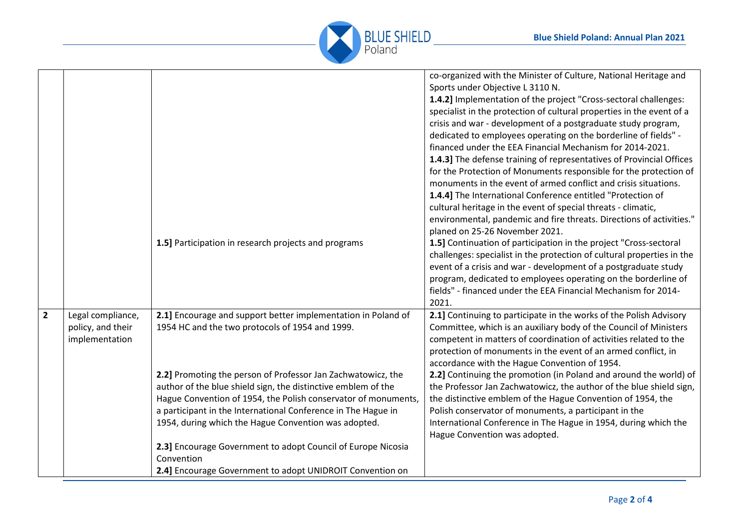| | | | |
|---|---|---|---|
| | | | co-organized with the Minister of Culture, National Heritage and Sports under Objective L 3110 N.<br>**1.4.2]** Implementation of the project "Cross-sectoral challenges: specialist in the protection of cultural properties in the event of a crisis and war - development of a postgraduate study program, dedicated to employees operating on the borderline of fields" - financed under the EEA Financial Mechanism for 2014-2021.<br>**1.4.3]** The defense training of representatives of Provincial Offices for the Protection of Monuments responsible for the protection of monuments in the event of armed conflict and crisis situations.<br>**1.4.4]** The International Conference entitled "Protection of cultural heritage in the event of special threats - climatic, environmental, pandemic and fire threats. Directions of activities." planed on 25-26 November 2021. |
| | | **1.5]** Participation in research projects and programs | **1.5]** Continuation of participation in the project "Cross-sectoral challenges: specialist in the protection of cultural properties in the event of a crisis and war - development of a postgraduate study program, dedicated to employees operating on the borderline of fields" - financed under the EEA Financial Mechanism for 2014-2021. |
| **2** | Legal compliance, policy, and their implementation | **2.1]** Encourage and support better implementation in Poland of 1954 HC and the two protocols of 1954 and 1999. | **2.1]** Continuing to participate in the works of the Polish Advisory Committee, which is an auxiliary body of the Council of Ministers competent in matters of coordination of activities related to the protection of monuments in the event of an armed conflict, in accordance with the Hague Convention of 1954. |
| | | **2.2]** Promoting the person of Professor Jan Zachwatowicz, the author of the blue shield sign, the distinctive emblem of the Hague Convention of 1954, the Polish conservator of monuments, a participant in the International Conference in The Hague in 1954, during which the Hague Convention was adopted. | **2.2]** Continuing the promotion (in Poland and around the world) of the Professor Jan Zachwatowicz, the author of the blue shield sign, the distinctive emblem of the Hague Convention of 1954, the Polish conservator of monuments, a participant in the International Conference in The Hague in 1954, during which the Hague Convention was adopted. |
| | | **2.3]** Encourage Government to adopt Council of Europe Nicosia Convention | |
| | | **2.4]** Encourage Government to adopt UNIDROIT Convention on | |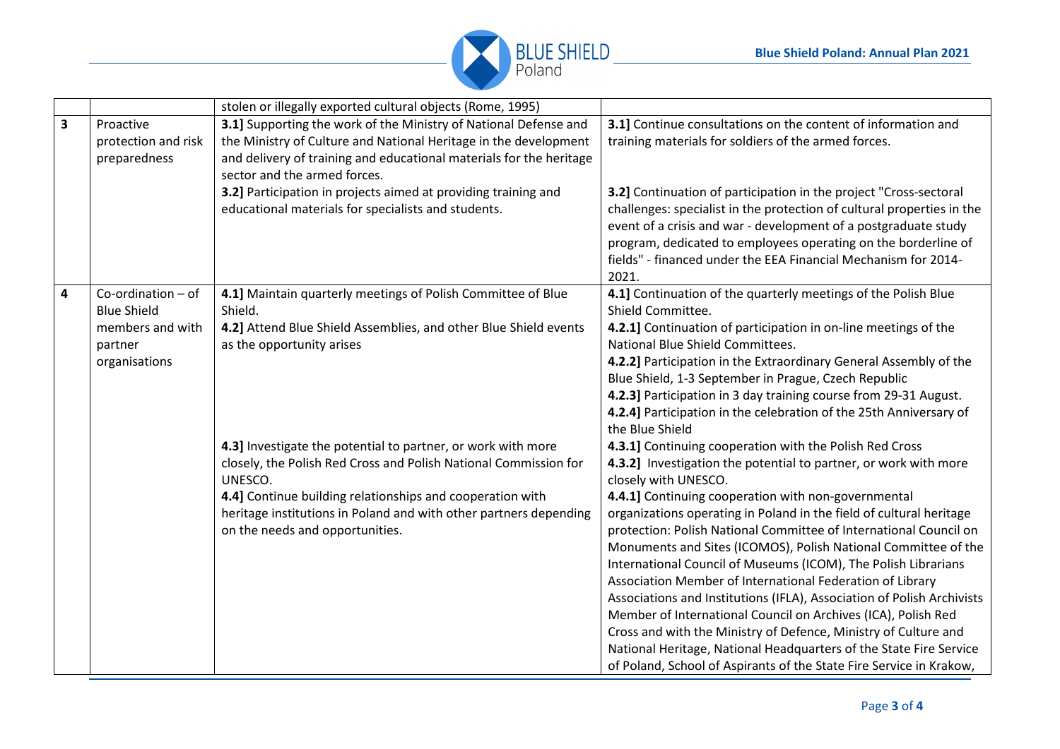| | | | |
|---|---|---|---|
| | | stolen or illegally exported cultural objects (Rome, 1995) | |
| **3** | Proactive protection and risk preparedness | **3.1]** Supporting the work of the Ministry of National Defense and the Ministry of Culture and National Heritage in the development and delivery of training and educational materials for the heritage sector and the armed forces.<br>**3.2]** Participation in projects aimed at providing training and educational materials for specialists and students. | **3.1]** Continue consultations on the content of information and training materials for soldiers of the armed forces.<br><br>**3.2]** Continuation of participation in the project "Cross-sectoral challenges: specialist in the protection of cultural properties in the event of a crisis and war - development of a postgraduate study program, dedicated to employees operating on the borderline of fields" - financed under the EEA Financial Mechanism for 2014-2021. |
| **4** | Co-ordination – of Blue Shield members and with partner organisations | **4.1]** Maintain quarterly meetings of Polish Committee of Blue Shield.<br>**4.2]** Attend Blue Shield Assemblies, and other Blue Shield events as the opportunity arises<br><br>**4.3]** Investigate the potential to partner, or work with more closely, the Polish Red Cross and Polish National Commission for UNESCO.<br>**4.4]** Continue building relationships and cooperation with heritage institutions in Poland and with other partners depending on the needs and opportunities. | **4.1]** Continuation of the quarterly meetings of the Polish Blue Shield Committee.<br>**4.2.1]** Continuation of participation in on-line meetings of the National Blue Shield Committees.<br>**4.2.2]** Participation in the Extraordinary General Assembly of the Blue Shield, 1-3 September in Prague, Czech Republic<br>**4.2.3]** Participation in 3 day training course from 29-31 August.<br>**4.2.4]** Participation in the celebration of the 25th Anniversary of the Blue Shield<br>**4.3.1]** Continuing cooperation with the Polish Red Cross<br>**4.3.2]** Investigation the potential to partner, or work with more closely with UNESCO.<br>**4.4.1]** Continuing cooperation with non-governmental organizations operating in Poland in the field of cultural heritage protection: Polish National Committee of International Council on Monuments and Sites (ICOMOS), Polish National Committee of the International Council of Museums (ICOM), The Polish Librarians Association Member of International Federation of Library Associations and Institutions (IFLA), Association of Polish Archivists Member of International Council on Archives (ICA), Polish Red Cross and with the Ministry of Defence, Ministry of Culture and National Heritage, National Headquarters of the State Fire Service of Poland, School of Aspirants of the State Fire Service in Krakow, |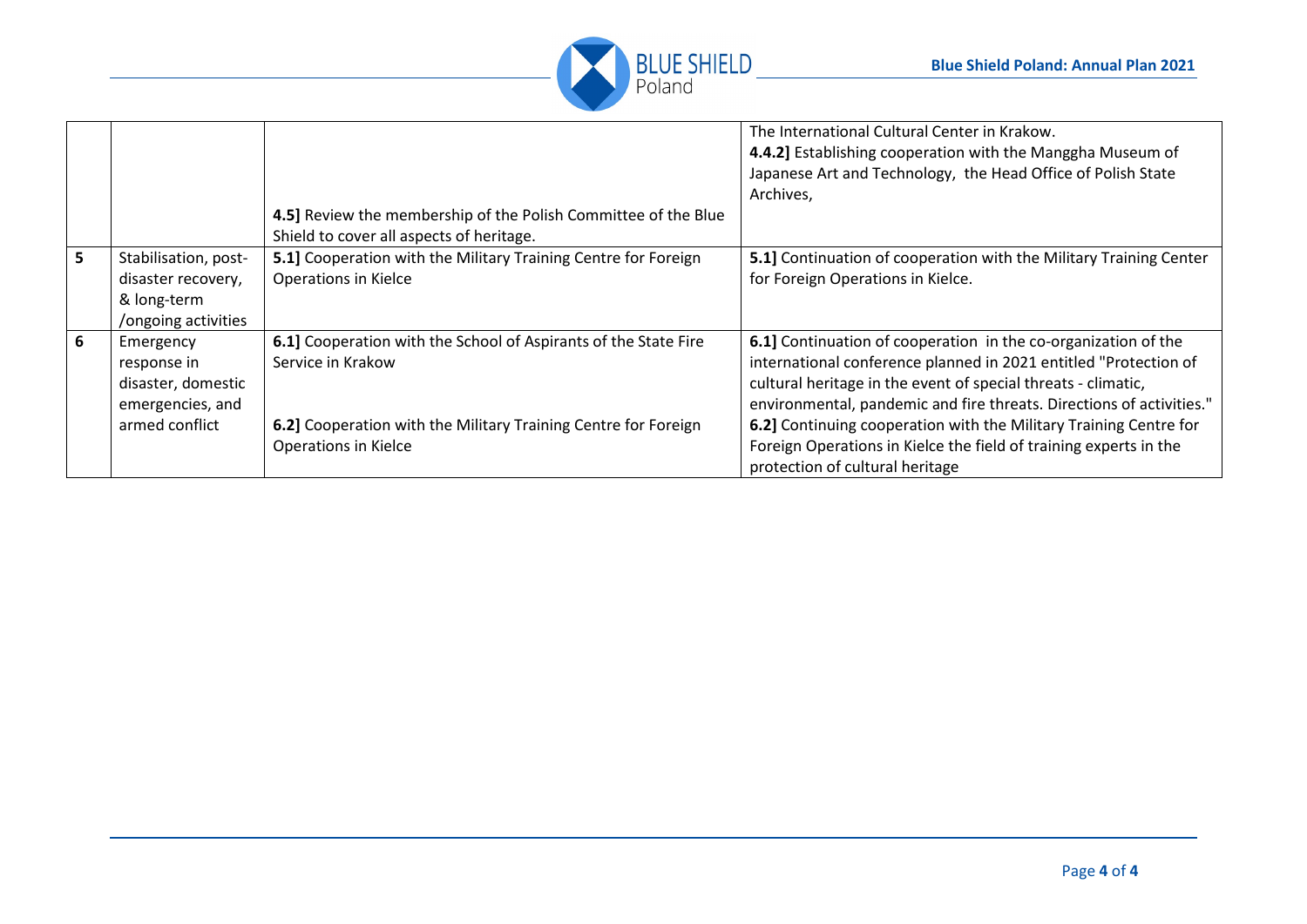| | | | |
|---|---|---|---|
| | | 4.5] Review the membership of the Polish Committee of the Blue Shield to cover all aspects of heritage. | The International Cultural Center in Krakow.<br>**4.4.2]** Establishing cooperation with the Manggha Museum of Japanese Art and Technology, the Head Office of Polish State Archives, |
| **5** | Stabilisation, post-disaster recovery, & long-term /ongoing activities | **5.1]** Cooperation with the Military Training Centre for Foreign Operations in Kielce | **5.1]** Continuation of cooperation with the Military Training Center for Foreign Operations in Kielce. |
| **6** | Emergency response in disaster, domestic emergencies, and armed conflict | **6.1]** Cooperation with the School of Aspirants of the State Fire Service in Krakow<br><br>**6.2]** Cooperation with the Military Training Centre for Foreign Operations in Kielce | **6.1]** Continuation of cooperation in the co-organization of the international conference planned in 2021 entitled "Protection of cultural heritage in the event of special threats - climatic, environmental, pandemic and fire threats. Directions of activities."<br>**6.2]** Continuing cooperation with the Military Training Centre for Foreign Operations in Kielce the field of training experts in the protection of cultural heritage |